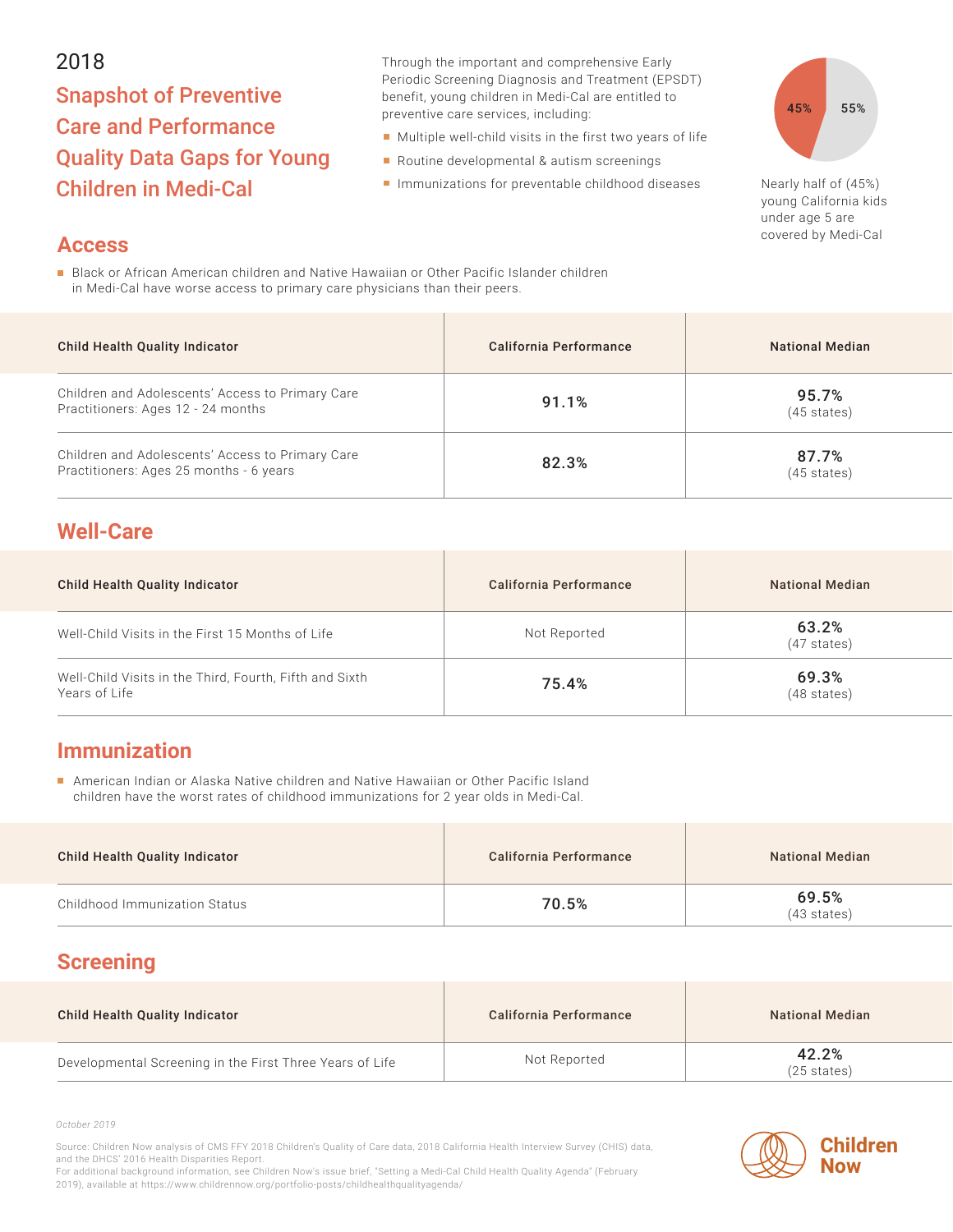2018

# Snapshot of Preventive Care and Performance Quality Data Gaps for Young Children in Medi-Cal

Through the important and comprehensive Early Periodic Screening Diagnosis and Treatment (EPSDT) benefit, young children in Medi-Cal are entitled to preventive care services, including:

- Multiple well-child visits in the first two years of life
- Routine developmental & autism screenings
- Immunizations for preventable childhood diseases

45% | 55%

Nearly half of (45%) young California kids under age 5 are covered by Medi-Cal

## Access

- Black or African American children and Native Hawaiian or Other Pacific Islander children in Medi-Cal have worse access to primary care physicians than their peers.

| Child Health Quality Indicator | California Performance | National Median |
|---|---|---|
| Children and Adolescents' Access to Primary Care Practitioners: Ages 12 - 24 months | 91.1% | 95.7% (45 states) |
| Children and Adolescents' Access to Primary Care Practitioners: Ages 25 months - 6 years | 82.3% | 87.7% (45 states) |

## Well-Care

| Child Health Quality Indicator | California Performance | National Median |
|---|---|---|
| Well-Child Visits in the First 15 Months of Life | Not Reported | 63.2% (47 states) |
| Well-Child Visits in the Third, Fourth, Fifth and Sixth Years of Life | 75.4% | 69.3% (48 states) |

## Immunization

- American Indian or Alaska Native children and Native Hawaiian or Other Pacific Island children have the worst rates of childhood immunizations for 2 year olds in Medi-Cal.

| Child Health Quality Indicator | California Performance | National Median |
|---|---|---|
| Childhood Immunization Status | 70.5% | 69.5% (43 states) |

## Screening

| Child Health Quality Indicator | California Performance | National Median |
|---|---|---|
| Developmental Screening in the First Three Years of Life | Not Reported | 42.2% (25 states) |

*October 2019*

Source: Children Now analysis of CMS FFY 2018 Children's Quality of Care data, 2018 California Health Interview Survey (CHIS) data, and the DHCS' 2016 Health Disparities Report.
For additional background information, see Children Now's issue brief, "Setting a Medi-Cal Child Health Quality Agenda" (February 2019), available at https://www.childrennow.org/portfolio-posts/childhealthqualityagenda/

Children Now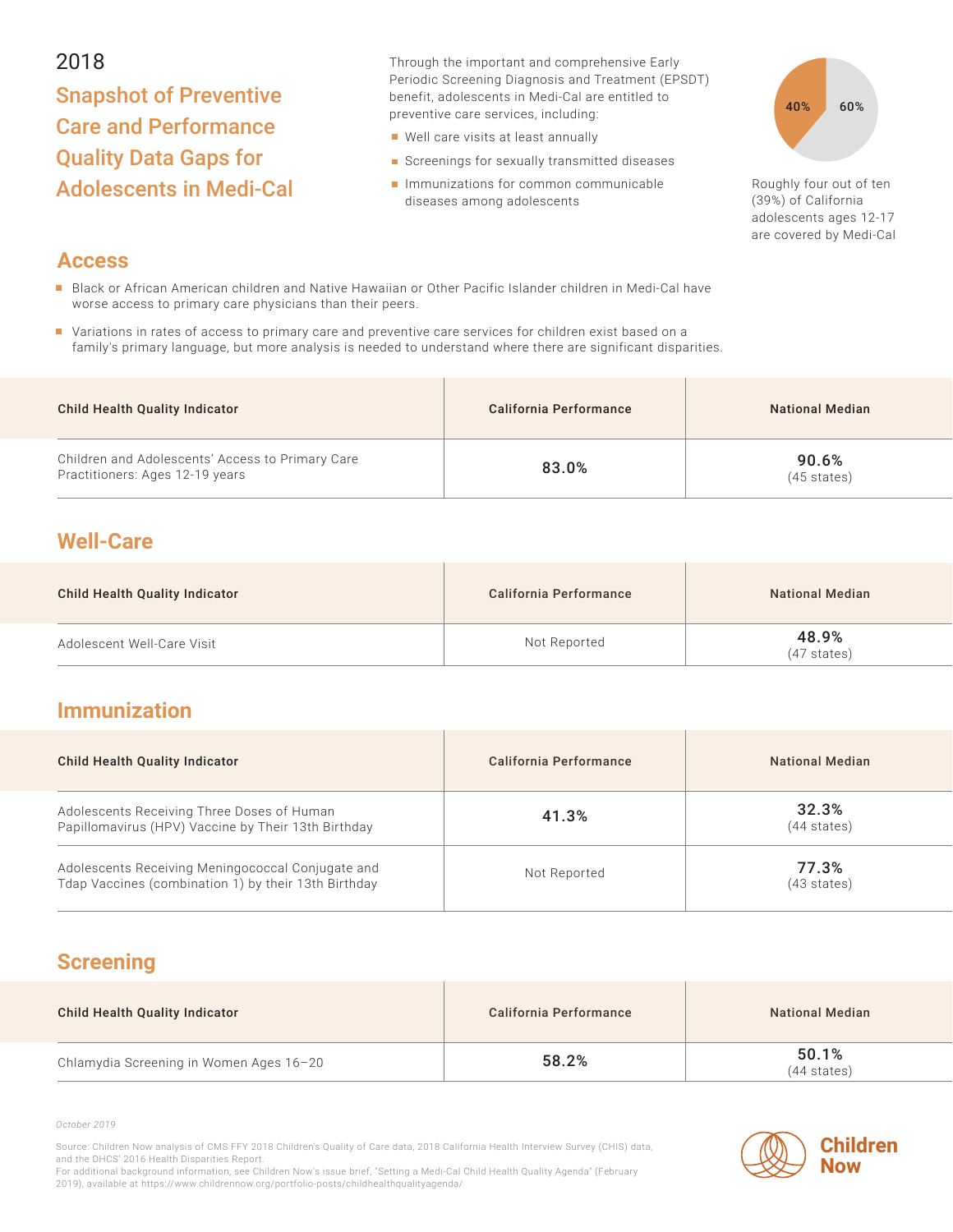2018

# Snapshot of Preventive Care and Performance Quality Data Gaps for Adolescents in Medi-Cal

Through the important and comprehensive Early Periodic Screening Diagnosis and Treatment (EPSDT) benefit, adolescents in Medi-Cal are entitled to preventive care services, including:

- Well care visits at least annually
- Screenings for sexually transmitted diseases
- Immunizations for common communicable diseases among adolescents

40%

60%

Roughly four out of ten (39%) of California adolescents ages 12-17 are covered by Medi-Cal

## Access

- Black or African American children and Native Hawaiian or Other Pacific Islander children in Medi-Cal have worse access to primary care physicians than their peers.
- Variations in rates of access to primary care and preventive care services for children exist based on a family's primary language, but more analysis is needed to understand where there are significant disparities.

| Child Health Quality Indicator | California Performance | National Median |
|---|---|---|
| Children and Adolescents' Access to Primary Care Practitioners: Ages 12-19 years | 83.0% | 90.6% (45 states) |

## Well-Care

| Child Health Quality Indicator | California Performance | National Median |
|---|---|---|
| Adolescent Well-Care Visit | Not Reported | 48.9% (47 states) |

## Immunization

| Child Health Quality Indicator | California Performance | National Median |
|---|---|---|
| Adolescents Receiving Three Doses of Human Papillomavirus (HPV) Vaccine by Their 13th Birthday | 41.3% | 32.3% (44 states) |
| Adolescents Receiving Meningococcal Conjugate and Tdap Vaccines (combination 1) by their 13th Birthday | Not Reported | 77.3% (43 states) |

## Screening

| Child Health Quality Indicator | California Performance | National Median |
|---|---|---|
| Chlamydia Screening in Women Ages 16–20 | 58.2% | 50.1% (44 states) |

*October 2019*

Source: Children Now analysis of CMS FFY 2018 Children's Quality of Care data, 2018 California Health Interview Survey (CHIS) data, and the DHCS' 2016 Health Disparities Report.
For additional background information, see Children Now's issue brief, "Setting a Medi-Cal Child Health Quality Agenda" (February 2019), available at https://www.childrennow.org/portfolio-posts/childhealthqualityagenda/

Children Now